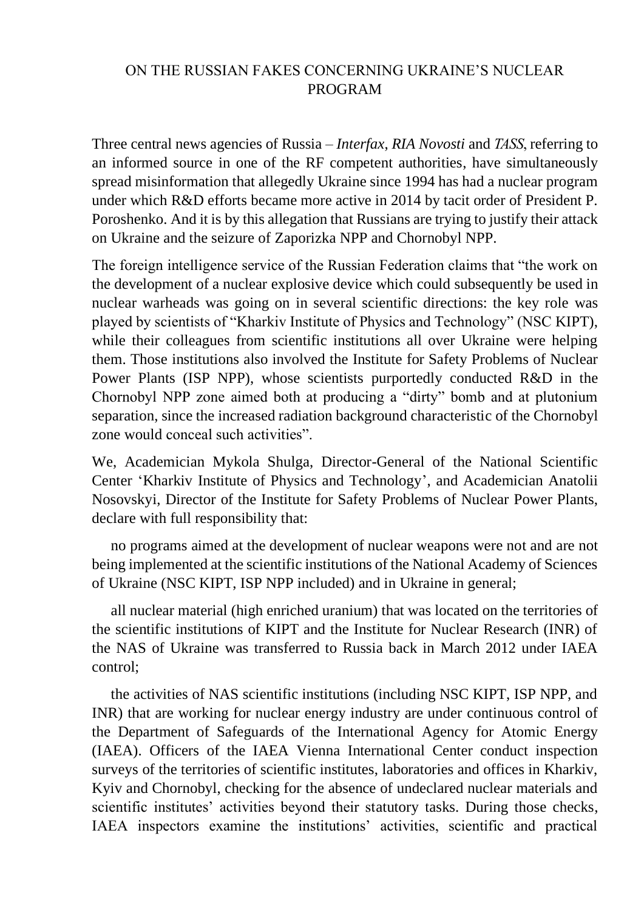# ON THE RUSSIAN FAKES CONCERNING UKRAINE'S NUCLEAR PROGRAM

Three central news agencies of Russia – *Interfax*, *RIA Novosti* and *TASS*, referring to an informed source in one of the RF competent authorities, have simultaneously spread misinformation that allegedly Ukraine since 1994 has had a nuclear program under which R&D efforts became more active in 2014 by tacit order of President P. Poroshenko. And it is by this allegation that Russians are trying to justify their attack on Ukraine and the seizure of Zaporizka NPP and Chornobyl NPP.

The foreign intelligence service of the Russian Federation claims that "the work on the development of a nuclear explosive device which could subsequently be used in nuclear warheads was going on in several scientific directions: the key role was played by scientists of "Kharkiv Institute of Physics and Technology" (NSC KIPT), while their colleagues from scientific institutions all over Ukraine were helping them. Those institutions also involved the Institute for Safety Problems of Nuclear Power Plants (ISP NPP), whose scientists purportedly conducted R&D in the Chornobyl NPP zone aimed both at producing a "dirty" bomb and at plutonium separation, since the increased radiation background characteristic of the Chornobyl zone would conceal such activities".

We, Academician Mykola Shulga, Director-General of the National Scientific Center 'Kharkiv Institute of Physics and Technology', and Academician Anatolii Nosovskyi, Director of the Institute for Safety Problems of Nuclear Power Plants, declare with full responsibility that:

no programs aimed at the development of nuclear weapons were not and are not being implemented at the scientific institutions of the National Academy of Sciences of Ukraine (NSC KIPT, ISP NPP included) and in Ukraine in general;

all nuclear material (high enriched uranium) that was located on the territories of the scientific institutions of KIPT and the Institute for Nuclear Research (INR) of the NAS of Ukraine was transferred to Russia back in March 2012 under IAEA control;

the activities of NAS scientific institutions (including NSC KIPT, ISP NPP, and INR) that are working for nuclear energy industry are under continuous control of the Department of Safeguards of the International Agency for Atomic Energy (IAEA). Officers of the IAEA Vienna International Center conduct inspection surveys of the territories of scientific institutes, laboratories and offices in Kharkiv, Kyiv and Chornobyl, checking for the absence of undeclared nuclear materials and scientific institutes' activities beyond their statutory tasks. During those checks, IAEA inspectors examine the institutions' activities, scientific and practical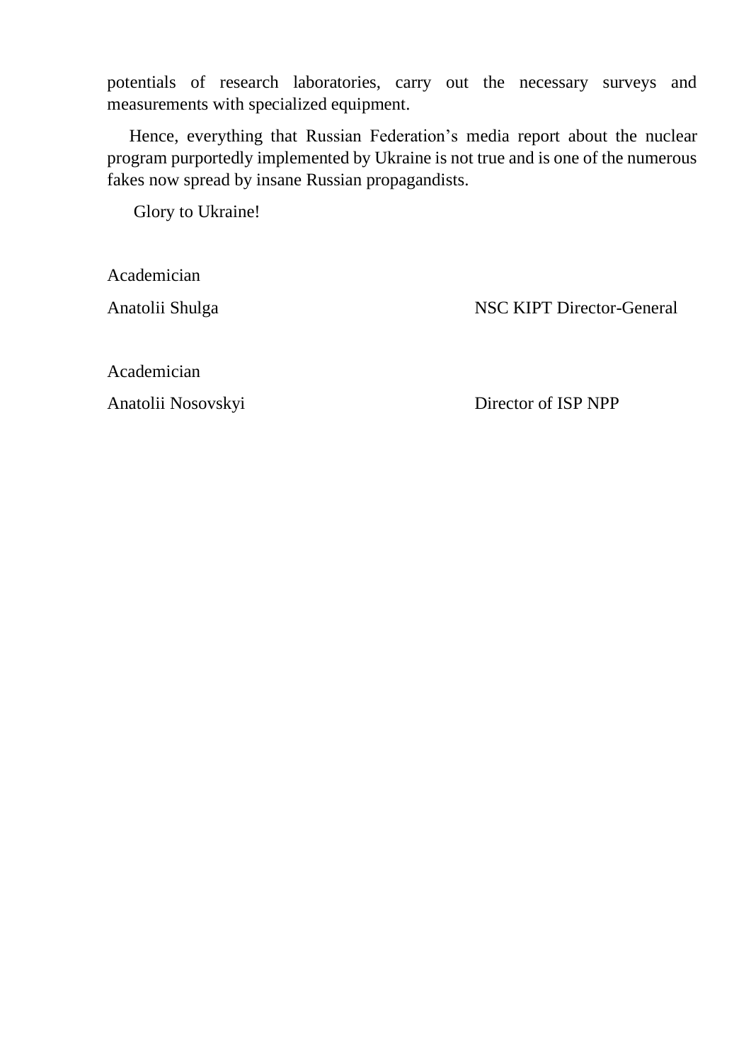potentials of research laboratories, carry out the necessary surveys and measurements with specialized equipment.

Hence, everything that Russian Federation's media report about the nuclear program purportedly implemented by Ukraine is not true and is one of the numerous fakes now spread by insane Russian propagandists.

Glory to Ukraine!

Academician

Anatolii Shulga NSC KIPT Director-General

Academician

Anatolii Nosovskyi Director of ISP NPP